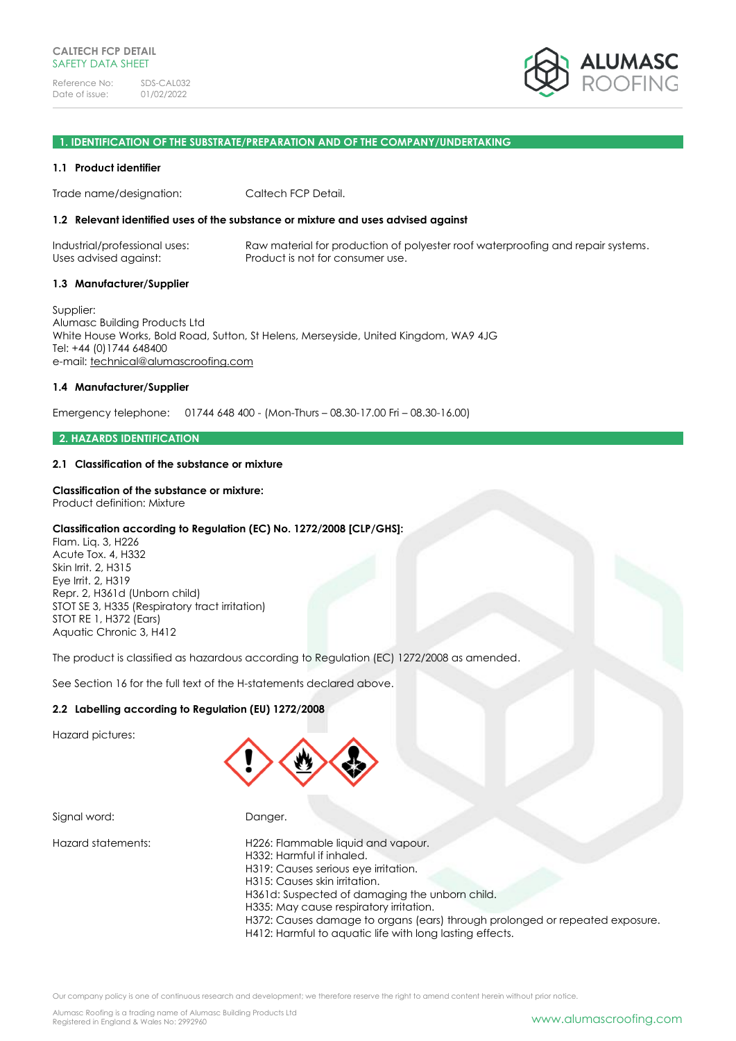CALTECH FCP DETAIL
SAFETY DATA SHEET

Reference No: SDS-CAL032
Date of issue: 01/02/2022

## 1. IDENTIFICATION OF THE SUBSTRATE/PREPARATION AND OF THE COMPANY/UNDERTAKING

### 1.1 Product identifier

Trade name/designation: Caltech FCP Detail.

### 1.2 Relevant identified uses of the substance or mixture and uses advised against

Industrial/professional uses: Raw material for production of polyester roof waterproofing and repair systems.
Uses advised against: Product is not for consumer use.

### 1.3 Manufacturer/Supplier

Supplier:
Alumasc Building Products Ltd
White House Works, Bold Road, Sutton, St Helens, Merseyside, United Kingdom, WA9 4JG
Tel: +44 (0)1744 648400
e-mail: technical@alumascroofing.com

### 1.4 Manufacturer/Supplier

Emergency telephone: 01744 648 400 - (Mon-Thurs – 08.30-17.00 Fri – 08.30-16.00)

## 2. HAZARDS IDENTIFICATION

### 2.1 Classification of the substance or mixture

**Classification of the substance or mixture:**
Product definition: Mixture

**Classification according to Regulation (EC) No. 1272/2008 [CLP/GHS]:**
Flam. Liq. 3, H226
Acute Tox. 4, H332
Skin Irrit. 2, H315
Eye Irrit. 2, H319
Repr. 2, H361d (Unborn child)
STOT SE 3, H335 (Respiratory tract irritation)
STOT RE 1, H372 (Ears)
Aquatic Chronic 3, H412

The product is classified as hazardous according to Regulation (EC) 1272/2008 as amended.

See Section 16 for the full text of the H-statements declared above.

### 2.2 Labelling according to Regulation (EU) 1272/2008

Hazard pictures:

Signal word: Danger.

Hazard statements:
H226: Flammable liquid and vapour.
H332: Harmful if inhaled.
H319: Causes serious eye irritation.
H315: Causes skin irritation.
H361d: Suspected of damaging the unborn child.
H335: May cause respiratory irritation.
H372: Causes damage to organs (ears) through prolonged or repeated exposure.
H412: Harmful to aquatic life with long lasting effects.

Our company policy is one of continuous research and development; we therefore reserve the right to amend content herein without prior notice.

Alumasc Roofing is a trading name of Alumasc Building Products Ltd
Registered in England & Wales No: 2992960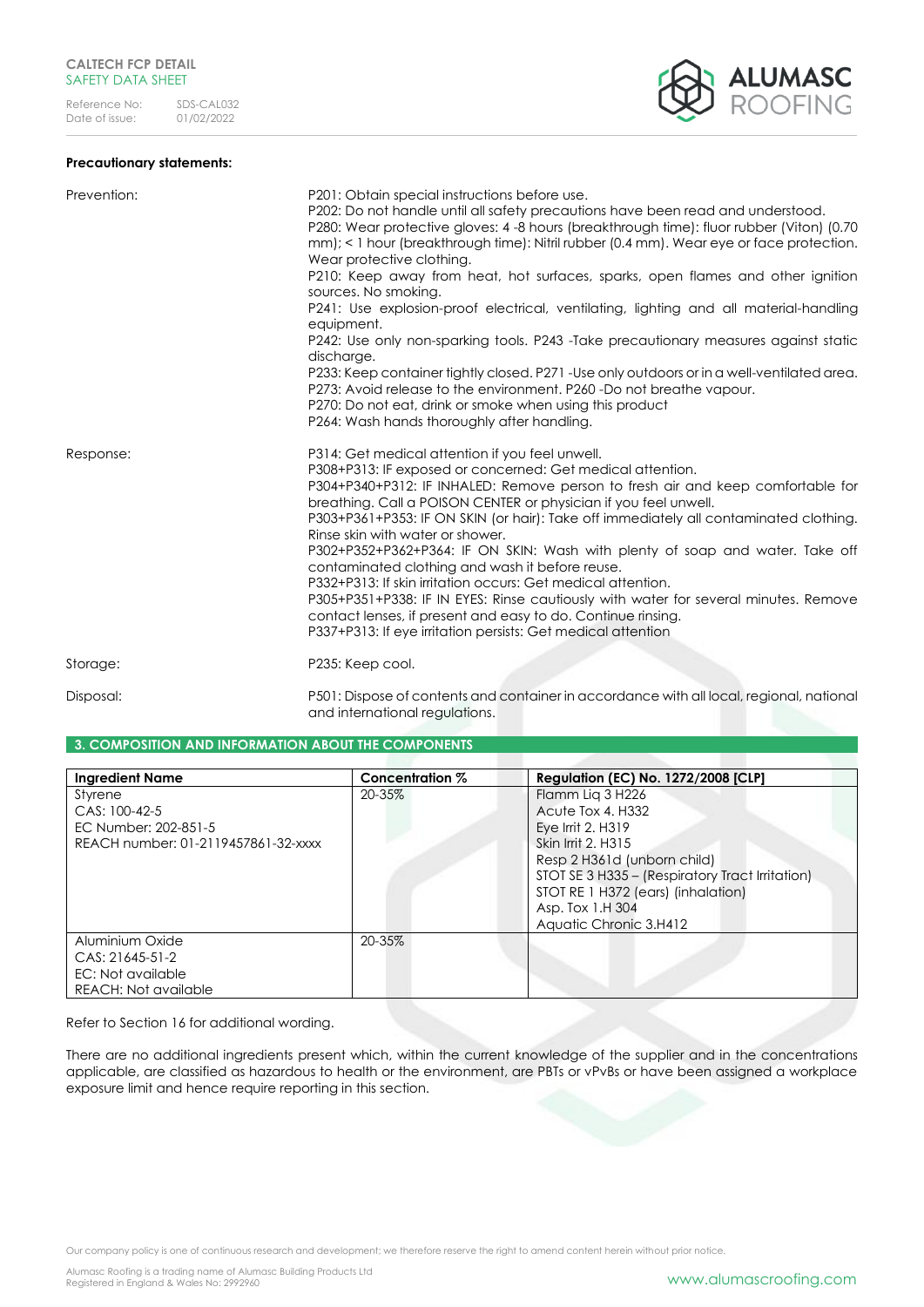**Precautionary statements:**

| | |
|---|---|
| Prevention: | P201: Obtain special instructions before use.<br>P202: Do not handle until all safety precautions have been read and understood.<br>P280: Wear protective gloves: 4 -8 hours (breakthrough time): fluor rubber (Viton) (0.70 mm); < 1 hour (breakthrough time): Nitril rubber (0.4 mm). Wear eye or face protection. Wear protective clothing.<br>P210: Keep away from heat, hot surfaces, sparks, open flames and other ignition sources. No smoking.<br>P241: Use explosion-proof electrical, ventilating, lighting and all material-handling equipment.<br>P242: Use only non-sparking tools. P243 -Take precautionary measures against static discharge.<br>P233: Keep container tightly closed. P271 -Use only outdoors or in a well-ventilated area.<br>P273: Avoid release to the environment. P260 -Do not breathe vapour.<br>P270: Do not eat, drink or smoke when using this product<br>P264: Wash hands thoroughly after handling. |
| Response: | P314: Get medical attention if you feel unwell.<br>P308+P313: IF exposed or concerned: Get medical attention.<br>P304+P340+P312: IF INHALED: Remove person to fresh air and keep comfortable for breathing. Call a POISON CENTER or physician if you feel unwell.<br>P303+P361+P353: IF ON SKIN (or hair): Take off immediately all contaminated clothing. Rinse skin with water or shower.<br>P302+P352+P362+P364: IF ON SKIN: Wash with plenty of soap and water. Take off contaminated clothing and wash it before reuse.<br>P332+P313: If skin irritation occurs: Get medical attention.<br>P305+P351+P338: IF IN EYES: Rinse cautiously with water for several minutes. Remove contact lenses, if present and easy to do. Continue rinsing.<br>P337+P313: If eye irritation persists: Get medical attention |
| Storage: | P235: Keep cool. |
| Disposal: | P501: Dispose of contents and container in accordance with all local, regional, national and international regulations. |

## 3. COMPOSITION AND INFORMATION ABOUT THE COMPONENTS

| Ingredient Name | Concentration % | Regulation (EC) No. 1272/2008 [CLP] |
|---|---|---|
| Styrene<br>CAS: 100-42-5<br>EC Number: 202-851-5<br>REACH number: 01-2119457861-32-xxxx | 20-35% | Flamm Liq 3 H226<br>Acute Tox 4. H332<br>Eye Irrit 2. H319<br>Skin Irrit 2. H315<br>Resp 2 H361d (unborn child)<br>STOT SE 3 H335 – (Respiratory Tract Irritation)<br>STOT RE 1 H372 (ears) (inhalation)<br>Asp. Tox 1.H 304<br>Aquatic Chronic 3.H412 |
| Aluminium Oxide<br>CAS: 21645-51-2<br>EC: Not available<br>REACH: Not available | 20-35% | |

Refer to Section 16 for additional wording.

There are no additional ingredients present which, within the current knowledge of the supplier and in the concentrations applicable, are classified as hazardous to health or the environment, are PBTs or vPvBs or have been assigned a workplace exposure limit and hence require reporting in this section.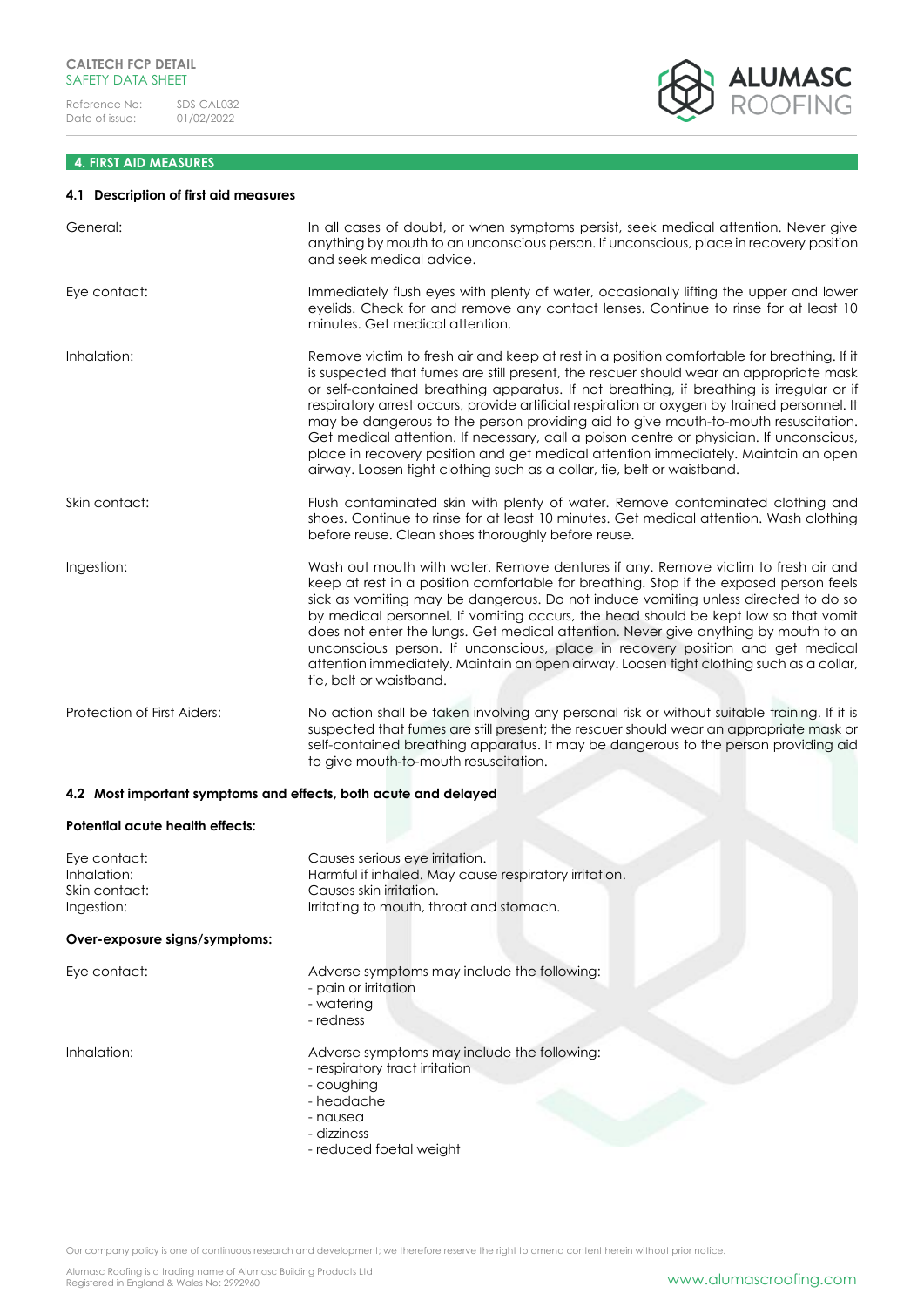## 4. FIRST AID MEASURES

### 4.1 Description of first aid measures

| | |
|---|---|
| General: | In all cases of doubt, or when symptoms persist, seek medical attention. Never give anything by mouth to an unconscious person. If unconscious, place in recovery position and seek medical advice. |
| Eye contact: | Immediately flush eyes with plenty of water, occasionally lifting the upper and lower eyelids. Check for and remove any contact lenses. Continue to rinse for at least 10 minutes. Get medical attention. |
| Inhalation: | Remove victim to fresh air and keep at rest in a position comfortable for breathing. If it is suspected that fumes are still present, the rescuer should wear an appropriate mask or self-contained breathing apparatus. If not breathing, if breathing is irregular or if respiratory arrest occurs, provide artificial respiration or oxygen by trained personnel. It may be dangerous to the person providing aid to give mouth-to-mouth resuscitation. Get medical attention. If necessary, call a poison centre or physician. If unconscious, place in recovery position and get medical attention immediately. Maintain an open airway. Loosen tight clothing such as a collar, tie, belt or waistband. |
| Skin contact: | Flush contaminated skin with plenty of water. Remove contaminated clothing and shoes. Continue to rinse for at least 10 minutes. Get medical attention. Wash clothing before reuse. Clean shoes thoroughly before reuse. |
| Ingestion: | Wash out mouth with water. Remove dentures if any. Remove victim to fresh air and keep at rest in a position comfortable for breathing. Stop if the exposed person feels sick as vomiting may be dangerous. Do not induce vomiting unless directed to do so by medical personnel. If vomiting occurs, the head should be kept low so that vomit does not enter the lungs. Get medical attention. Never give anything by mouth to an unconscious person. If unconscious, place in recovery position and get medical attention immediately. Maintain an open airway. Loosen tight clothing such as a collar, tie, belt or waistband. |
| Protection of First Aiders: | No action shall be taken involving any personal risk or without suitable training. If it is suspected that fumes are still present; the rescuer should wear an appropriate mask or self-contained breathing apparatus. It may be dangerous to the person providing aid to give mouth-to-mouth resuscitation. |

### 4.2 Most important symptoms and effects, both acute and delayed

**Potential acute health effects:**

| | |
|---|---|
| Eye contact: | Causes serious eye irritation. |
| Inhalation: | Harmful if inhaled. May cause respiratory irritation. |
| Skin contact: | Causes skin irritation. |
| Ingestion: | Irritating to mouth, throat and stomach. |

**Over-exposure signs/symptoms:**

Eye contact:

Adverse symptoms may include the following:
- pain or irritation
- watering
- redness

Inhalation:

Adverse symptoms may include the following:
- respiratory tract irritation
- coughing
- headache
- nausea
- dizziness
- reduced foetal weight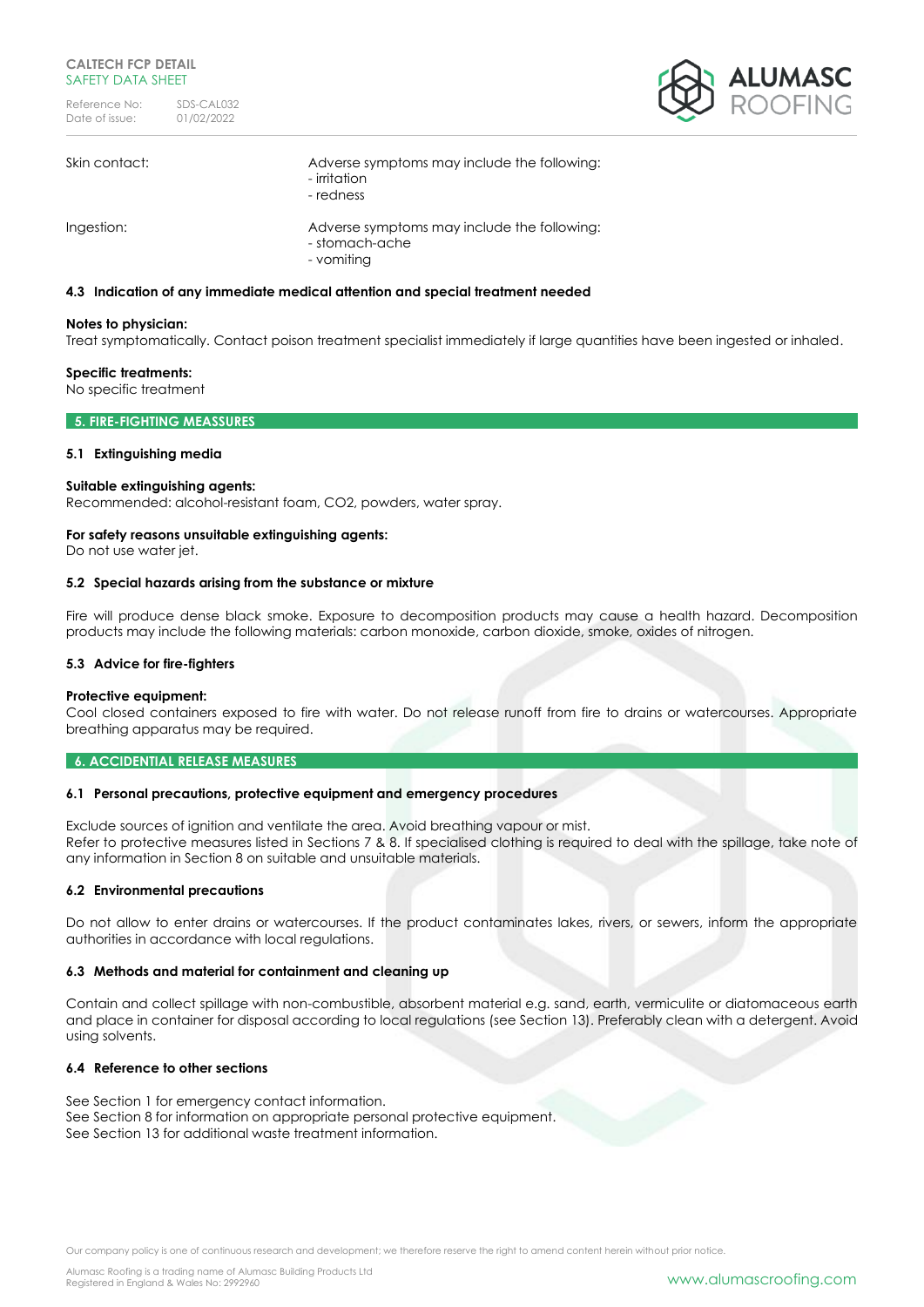| | |
|---|---|
| Skin contact: | Adverse symptoms may include the following:<br>- irritation<br>- redness |
| Ingestion: | Adverse symptoms may include the following:<br>- stomach-ache<br>- vomiting |

### 4.3 Indication of any immediate medical attention and special treatment needed

**Notes to physician:**
Treat symptomatically. Contact poison treatment specialist immediately if large quantities have been ingested or inhaled.

**Specific treatments:**
No specific treatment

## 5. FIRE-FIGHTING MEASSURES

### 5.1 Extinguishing media

**Suitable extinguishing agents:**
Recommended: alcohol-resistant foam, CO2, powders, water spray.

**For safety reasons unsuitable extinguishing agents:**
Do not use water jet.

### 5.2 Special hazards arising from the substance or mixture

Fire will produce dense black smoke. Exposure to decomposition products may cause a health hazard. Decomposition products may include the following materials: carbon monoxide, carbon dioxide, smoke, oxides of nitrogen.

### 5.3 Advice for fire-fighters

**Protective equipment:**
Cool closed containers exposed to fire with water. Do not release runoff from fire to drains or watercourses. Appropriate breathing apparatus may be required.

## 6. ACCIDENTIAL RELEASE MEASURES

### 6.1 Personal precautions, protective equipment and emergency procedures

Exclude sources of ignition and ventilate the area. Avoid breathing vapour or mist.
Refer to protective measures listed in Sections 7 & 8. If specialised clothing is required to deal with the spillage, take note of any information in Section 8 on suitable and unsuitable materials.

### 6.2 Environmental precautions

Do not allow to enter drains or watercourses. If the product contaminates lakes, rivers, or sewers, inform the appropriate authorities in accordance with local regulations.

### 6.3 Methods and material for containment and cleaning up

Contain and collect spillage with non-combustible, absorbent material e.g. sand, earth, vermiculite or diatomaceous earth and place in container for disposal according to local regulations (see Section 13). Preferably clean with a detergent. Avoid using solvents.

### 6.4 Reference to other sections

See Section 1 for emergency contact information.
See Section 8 for information on appropriate personal protective equipment.
See Section 13 for additional waste treatment information.

Our company policy is one of continuous research and development; we therefore reserve the right to amend content herein without prior notice.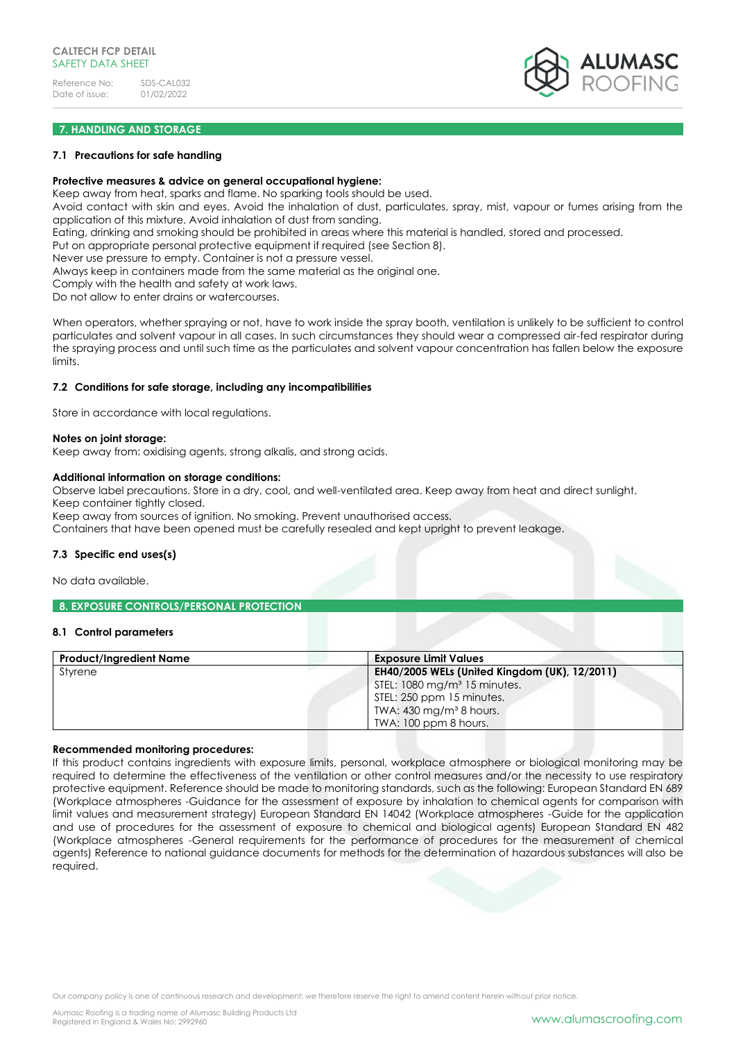## 7. HANDLING AND STORAGE

### 7.1 Precautions for safe handling

**Protective measures & advice on general occupational hygiene:**
Keep away from heat, sparks and flame. No sparking tools should be used.
Avoid contact with skin and eyes. Avoid the inhalation of dust, particulates, spray, mist, vapour or fumes arising from the application of this mixture. Avoid inhalation of dust from sanding.
Eating, drinking and smoking should be prohibited in areas where this material is handled, stored and processed.
Put on appropriate personal protective equipment if required (see Section 8).
Never use pressure to empty. Container is not a pressure vessel.
Always keep in containers made from the same material as the original one.
Comply with the health and safety at work laws.
Do not allow to enter drains or watercourses.

When operators, whether spraying or not, have to work inside the spray booth, ventilation is unlikely to be sufficient to control particulates and solvent vapour in all cases. In such circumstances they should wear a compressed air-fed respirator during the spraying process and until such time as the particulates and solvent vapour concentration has fallen below the exposure limits.

### 7.2 Conditions for safe storage, including any incompatibilities

Store in accordance with local regulations.

**Notes on joint storage:**
Keep away from: oxidising agents, strong alkalis, and strong acids.

**Additional information on storage conditions:**
Observe label precautions. Store in a dry, cool, and well-ventilated area. Keep away from heat and direct sunlight.
Keep container tightly closed.
Keep away from sources of ignition. No smoking. Prevent unauthorised access.
Containers that have been opened must be carefully resealed and kept upright to prevent leakage.

### 7.3 Specific end uses(s)

No data available.

## 8. EXPOSURE CONTROLS/PERSONAL PROTECTION

### 8.1 Control parameters

| Product/Ingredient Name | Exposure Limit Values |
|---|---|
| Styrene | **EH40/2005 WELs (United Kingdom (UK), 12/2011)**<br>STEL: 1080 mg/m³ 15 minutes.<br>STEL: 250 ppm 15 minutes.<br>TWA: 430 mg/m³ 8 hours.<br>TWA: 100 ppm 8 hours. |

**Recommended monitoring procedures:**
If this product contains ingredients with exposure limits, personal, workplace atmosphere or biological monitoring may be required to determine the effectiveness of the ventilation or other control measures and/or the necessity to use respiratory protective equipment. Reference should be made to monitoring standards, such as the following: European Standard EN 689 (Workplace atmospheres -Guidance for the assessment of exposure by inhalation to chemical agents for comparison with limit values and measurement strategy) European Standard EN 14042 (Workplace atmospheres -Guide for the application and use of procedures for the assessment of exposure to chemical and biological agents) European Standard EN 482 (Workplace atmospheres -General requirements for the performance of procedures for the measurement of chemical agents) Reference to national guidance documents for methods for the determination of hazardous substances will also be required.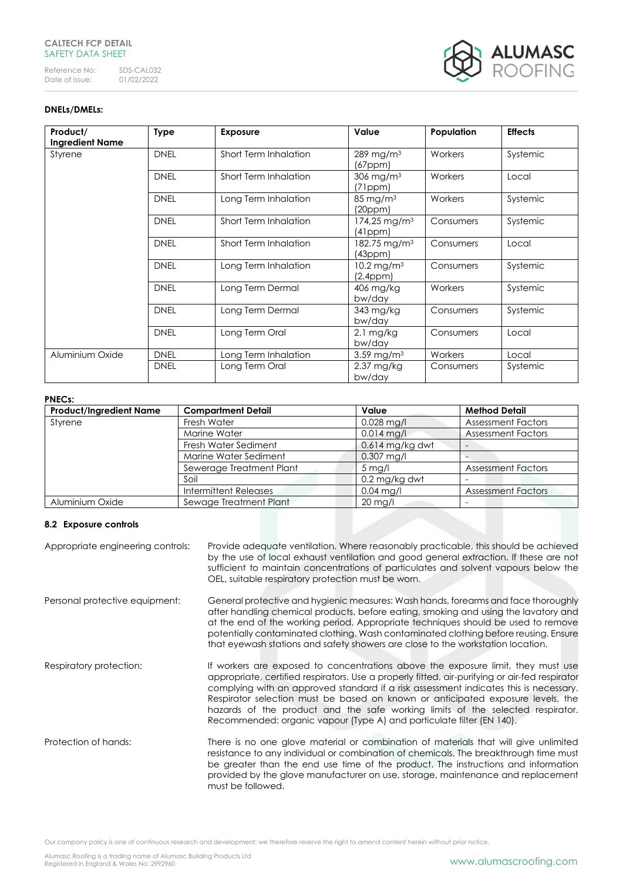**DNELs/DMELs:**

| Product/ Ingredient Name | Type | Exposure | Value | Population | Effects |
|---|---|---|---|---|---|
| Styrene | DNEL | Short Term Inhalation | 289 mg/m³ (67ppm) | Workers | Systemic |
| | DNEL | Short Term Inhalation | 306 mg/m³ (71ppm) | Workers | Local |
| | DNEL | Long Term Inhalation | 85 mg/m³ (20ppm) | Workers | Systemic |
| | DNEL | Short Term Inhalation | 174,25 mg/m³ (41ppm) | Consumers | Systemic |
| | DNEL | Short Term Inhalation | 182.75 mg/m³ (43ppm) | Consumers | Local |
| | DNEL | Long Term Inhalation | 10.2 mg/m³ (2.4ppm) | Consumers | Systemic |
| | DNEL | Long Term Dermal | 406 mg/kg bw/day | Workers | Systemic |
| | DNEL | Long Term Dermal | 343 mg/kg bw/day | Consumers | Systemic |
| | DNEL | Long Term Oral | 2.1 mg/kg bw/day | Consumers | Local |
| Aluminium Oxide | DNEL | Long Term Inhalation | 3.59 mg/m³ | Workers | Local |
| | DNEL | Long Term Oral | 2.37 mg/kg bw/day | Consumers | Systemic |

**PNECs:**

| Product/Ingredient Name | Compartment Detail | Value | Method Detail |
|---|---|---|---|
| Styrene | Fresh Water | 0.028 mg/l | Assessment Factors |
| | Marine Water | 0.014 mg/l | Assessment Factors |
| | Fresh Water Sediment | 0.614 mg/kg dwt | - |
| | Marine Water Sediment | 0.307 mg/l | - |
| | Sewerage Treatment Plant | 5 mg/l | Assessment Factors |
| | Soil | 0.2 mg/kg dwt | - |
| | Intermittent Releases | 0.04 mg/l | Assessment Factors |
| Aluminium Oxide | Sewage Treatment Plant | 20 mg/l | - |

### 8.2 Exposure controls

Appropriate engineering controls: Provide adequate ventilation. Where reasonably practicable, this should be achieved by the use of local exhaust ventilation and good general extraction. If these are not sufficient to maintain concentrations of particulates and solvent vapours below the OEL, suitable respiratory protection must be worn.

Personal protective equipment: General protective and hygienic measures: Wash hands, forearms and face thoroughly after handling chemical products, before eating, smoking and using the lavatory and at the end of the working period. Appropriate techniques should be used to remove potentially contaminated clothing. Wash contaminated clothing before reusing. Ensure that eyewash stations and safety showers are close to the workstation location.

Respiratory protection: If workers are exposed to concentrations above the exposure limit, they must use appropriate, certified respirators. Use a properly fitted, air-purifying or air-fed respirator complying with an approved standard if a risk assessment indicates this is necessary. Respirator selection must be based on known or anticipated exposure levels, the hazards of the product and the safe working limits of the selected respirator. Recommended: organic vapour (Type A) and particulate filter (EN 140).

Protection of hands: There is no one glove material or combination of materials that will give unlimited resistance to any individual or combination of chemicals. The breakthrough time must be greater than the end use time of the product. The instructions and information provided by the glove manufacturer on use, storage, maintenance and replacement must be followed.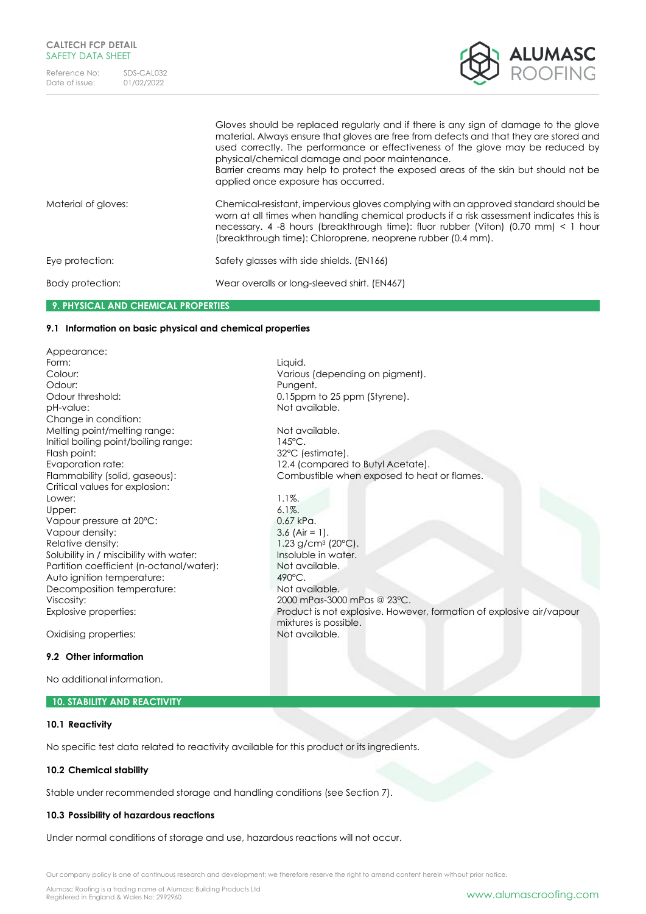| | |
|---|---|
| | Gloves should be replaced regularly and if there is any sign of damage to the glove material. Always ensure that gloves are free from defects and that they are stored and used correctly. The performance or effectiveness of the glove may be reduced by physical/chemical damage and poor maintenance.<br>Barrier creams may help to protect the exposed areas of the skin but should not be applied once exposure has occurred. |
| Material of gloves: | Chemical-resistant, impervious gloves complying with an approved standard should be worn at all times when handling chemical products if a risk assessment indicates this is necessary. 4 -8 hours (breakthrough time): fluor rubber (Viton) (0.70 mm) < 1 hour (breakthrough time): Chloroprene, neoprene rubber (0.4 mm). |
| Eye protection: | Safety glasses with side shields. (EN166) |
| Body protection: | Wear overalls or long-sleeved shirt. (EN467) |

## 9. PHYSICAL AND CHEMICAL PROPERTIES

### 9.1 Information on basic physical and chemical properties

| | |
|---|---|
| Appearance: | |
| Form: | Liquid. |
| Colour: | Various (depending on pigment). |
| Odour: | Pungent. |
| Odour threshold: | 0.15ppm to 25 ppm (Styrene). |
| pH-value: | Not available. |
| Change in condition: | |
| Melting point/melting range: | Not available. |
| Initial boiling point/boiling range: | 145°C. |
| Flash point: | 32°C (estimate). |
| Evaporation rate: | 12.4 (compared to Butyl Acetate). |
| Flammability (solid, gaseous): | Combustible when exposed to heat or flames. |
| Critical values for explosion: | |
| Lower: | 1.1%. |
| Upper: | 6.1%. |
| Vapour pressure at 20°C: | 0.67 kPa. |
| Vapour density: | 3.6 (Air = 1). |
| Relative density: | 1.23 g/cm³ (20°C). |
| Solubility in / miscibility with water: | Insoluble in water. |
| Partition coefficient (n-octanol/water): | Not available. |
| Auto ignition temperature: | 490°C. |
| Decomposition temperature: | Not available. |
| Viscosity: | 2000 mPas-3000 mPas @ 23°C. |
| Explosive properties: | Product is not explosive. However, formation of explosive air/vapour mixtures is possible. |
| Oxidising properties: | Not available. |

### 9.2 Other information

No additional information.

## 10. STABILITY AND REACTIVITY

### 10.1 Reactivity

No specific test data related to reactivity available for this product or its ingredients.

### 10.2 Chemical stability

Stable under recommended storage and handling conditions (see Section 7).

### 10.3 Possibility of hazardous reactions

Under normal conditions of storage and use, hazardous reactions will not occur.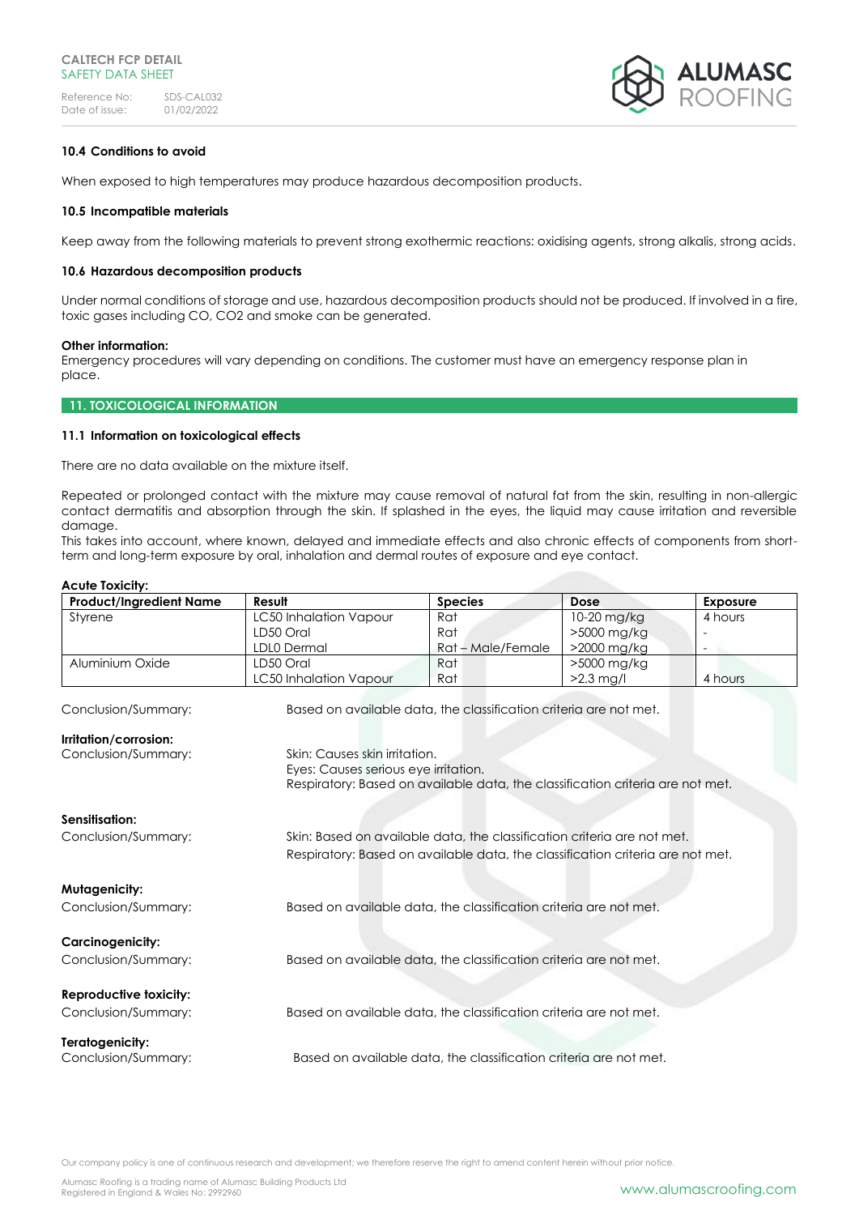### 10.4 Conditions to avoid

When exposed to high temperatures may produce hazardous decomposition products.

### 10.5 Incompatible materials

Keep away from the following materials to prevent strong exothermic reactions: oxidising agents, strong alkalis, strong acids.

### 10.6 Hazardous decomposition products

Under normal conditions of storage and use, hazardous decomposition products should not be produced. If involved in a fire, toxic gases including CO, $CO_2$ and smoke can be generated.

**Other information:**
Emergency procedures will vary depending on conditions. The customer must have an emergency response plan in place.

## 11. TOXICOLOGICAL INFORMATION

### 11.1 Information on toxicological effects

There are no data available on the mixture itself.

Repeated or prolonged contact with the mixture may cause removal of natural fat from the skin, resulting in non-allergic contact dermatitis and absorption through the skin. If splashed in the eyes, the liquid may cause irritation and reversible damage.
This takes into account, where known, delayed and immediate effects and also chronic effects of components from short-term and long-term exposure by oral, inhalation and dermal routes of exposure and eye contact.

**Acute Toxicity:**

| Product/Ingredient Name | Result | Species | Dose | Exposure |
|---|---|---|---|---|
| Styrene | LC50 Inhalation Vapour | Rat | 10-20 mg/kg | 4 hours |
| | LD50 Oral | Rat | >5000 mg/kg | - |
| | LDL0 Dermal | Rat – Male/Female | >2000 mg/kg | - |
| Aluminium Oxide | LD50 Oral | Rat | >5000 mg/kg | |
| | LC50 Inhalation Vapour | Rat | >2.3 mg/l | 4 hours |

Conclusion/Summary: Based on available data, the classification criteria are not met.

**Irritation/corrosion:**
Conclusion/Summary: Skin: Causes skin irritation.
Eyes: Causes serious eye irritation.
Respiratory: Based on available data, the classification criteria are not met.

**Sensitisation:**
Conclusion/Summary: Skin: Based on available data, the classification criteria are not met.
Respiratory: Based on available data, the classification criteria are not met.

**Mutagenicity:**
Conclusion/Summary: Based on available data, the classification criteria are not met.

**Carcinogenicity:**
Conclusion/Summary: Based on available data, the classification criteria are not met.

**Reproductive toxicity:**
Conclusion/Summary: Based on available data, the classification criteria are not met.

**Teratogenicity:**
Conclusion/Summary: Based on available data, the classification criteria are not met.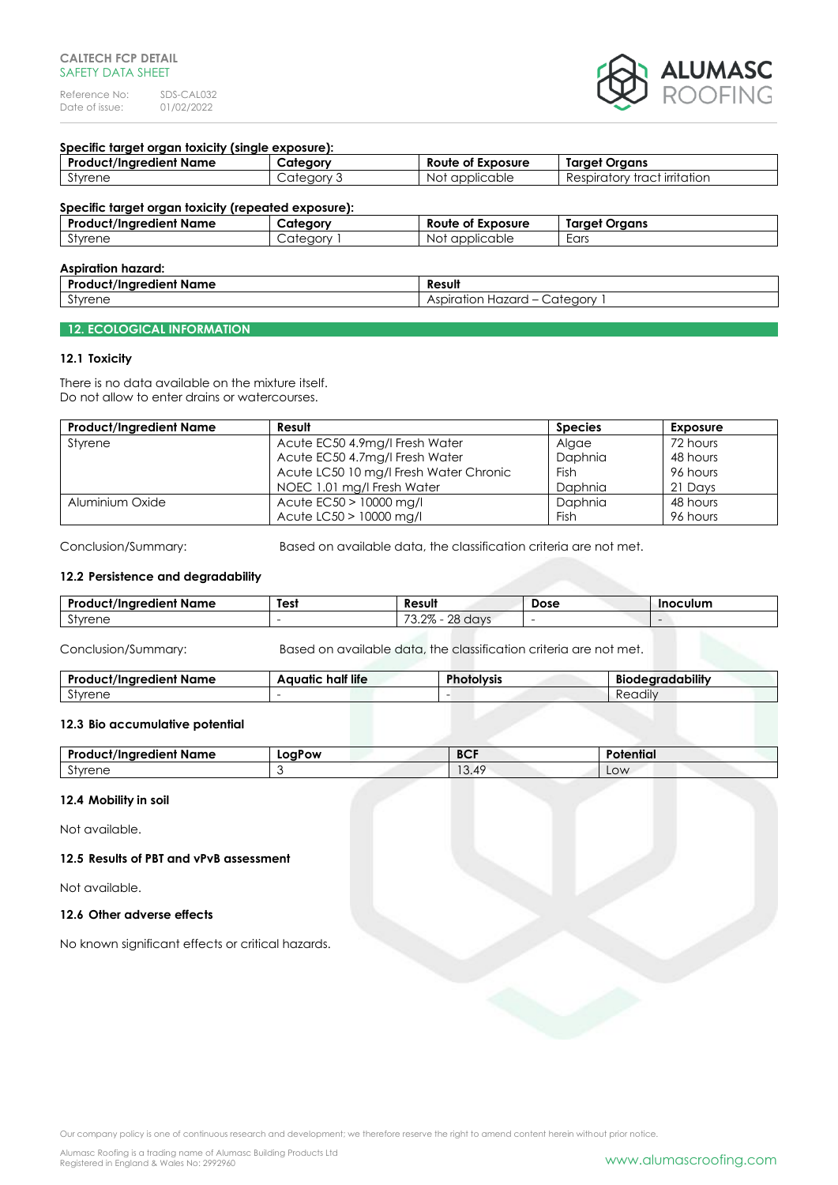**Specific target organ toxicity (single exposure):**

| Product/Ingredient Name | Category | Route of Exposure | Target Organs |
|---|---|---|---|
| Styrene | Category 3 | Not applicable | Respiratory tract irritation |

**Specific target organ toxicity (repeated exposure):**

| Product/Ingredient Name | Category | Route of Exposure | Target Organs |
|---|---|---|---|
| Styrene | Category 1 | Not applicable | Ears |

**Aspiration hazard:**

| Product/Ingredient Name | Result |
|---|---|
| Styrene | Aspiration Hazard – Category 1 |

## 12. ECOLOGICAL INFORMATION

### 12.1 Toxicity

There is no data available on the mixture itself.
Do not allow to enter drains or watercourses.

| Product/Ingredient Name | Result | Species | Exposure |
|---|---|---|---|
| Styrene | Acute EC50 4.9mg/l Fresh Water | Algae | 72 hours |
| | Acute EC50 4.7mg/l Fresh Water | Daphnia | 48 hours |
| | Acute LC50 10 mg/l Fresh Water Chronic | Fish | 96 hours |
| | NOEC 1.01 mg/l Fresh Water | Daphnia | 21 Days |
| Aluminium Oxide | Acute EC50 > 10000 mg/l | Daphnia | 48 hours |
| | Acute LC50 > 10000 mg/l | Fish | 96 hours |

Conclusion/Summary: Based on available data, the classification criteria are not met.

### 12.2 Persistence and degradability

| Product/Ingredient Name | Test | Result | Dose | Inoculum |
|---|---|---|---|---|
| Styrene | - | 73.2% - 28 days | - | - |

Conclusion/Summary: Based on available data, the classification criteria are not met.

| Product/Ingredient Name | Aquatic half life | Photolysis | Biodegradability |
|---|---|---|---|
| Styrene | - | - | Readily |

### 12.3 Bio accumulative potential

| Product/Ingredient Name | LogPow | BCF | Potential |
|---|---|---|---|
| Styrene | 3 | 13.49 | Low |

### 12.4 Mobility in soil

Not available.

### 12.5 Results of PBT and vPvB assessment

Not available.

### 12.6 Other adverse effects

No known significant effects or critical hazards.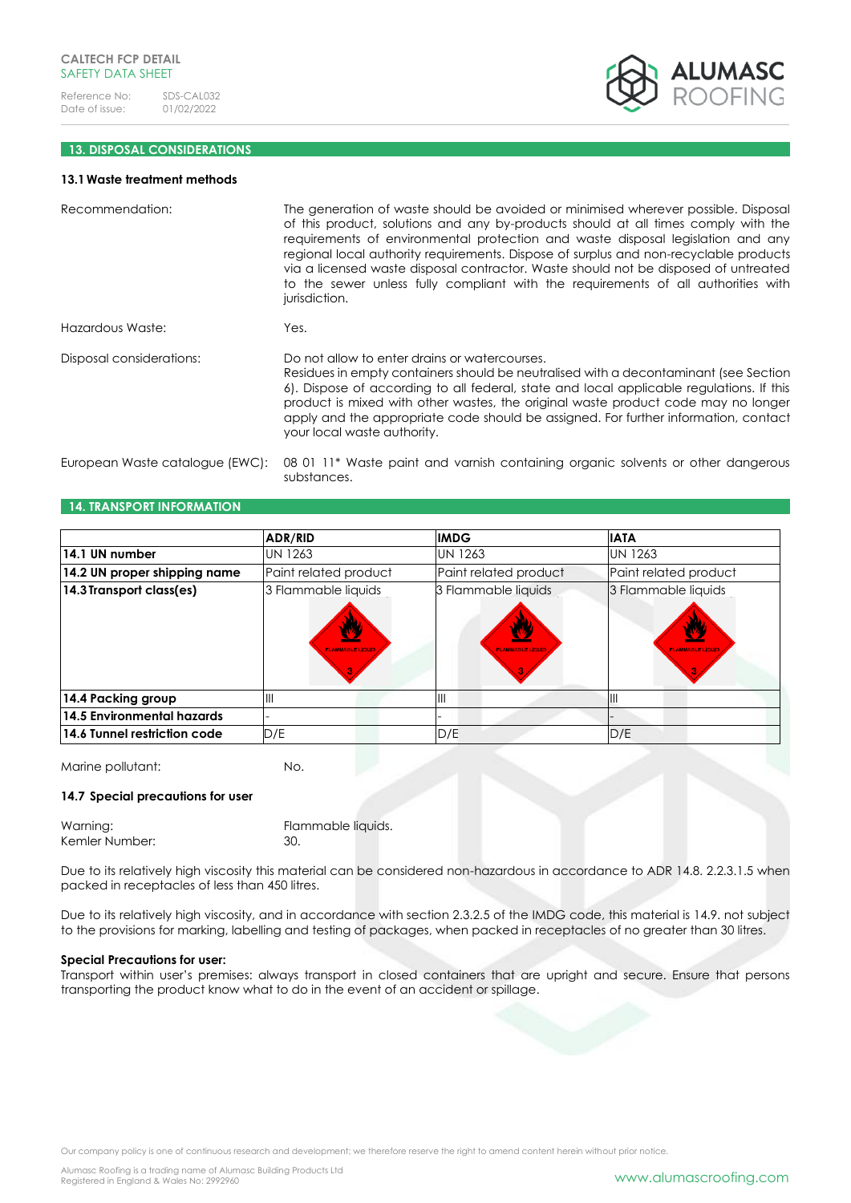## 13. DISPOSAL CONSIDERATIONS

### 13.1 Waste treatment methods

Recommendation: The generation of waste should be avoided or minimised wherever possible. Disposal of this product, solutions and any by-products should at all times comply with the requirements of environmental protection and waste disposal legislation and any regional local authority requirements. Dispose of surplus and non-recyclable products via a licensed waste disposal contractor. Waste should not be disposed of untreated to the sewer unless fully compliant with the requirements of all authorities with jurisdiction.

Hazardous Waste: Yes.

Disposal considerations: Do not allow to enter drains or watercourses.
Residues in empty containers should be neutralised with a decontaminant (see Section 6). Dispose of according to all federal, state and local applicable regulations. If this product is mixed with other wastes, the original waste product code may no longer apply and the appropriate code should be assigned. For further information, contact your local waste authority.

European Waste catalogue (EWC): 08 01 11* Waste paint and varnish containing organic solvents or other dangerous substances.

## 14. TRANSPORT INFORMATION

| | ADR/RID | IMDG | IATA |
|---|---|---|---|
| **14.1 UN number** | UN 1263 | UN 1263 | UN 1263 |
| **14.2 UN proper shipping name** | Paint related product | Paint related product | Paint related product |
| **14.3 Transport class(es)** | 3 Flammable liquids | 3 Flammable liquids | 3 Flammable liquids |
| **14.4 Packing group** | III | III | III |
| **14.5 Environmental hazards** | - | - | - |
| **14.6 Tunnel restriction code** | D/E | D/E | D/E |

Marine pollutant: No.

### 14.7 Special precautions for user

Warning: Flammable liquids.
Kemler Number: 30.

Due to its relatively high viscosity this material can be considered non-hazardous in accordance to ADR 14.8. 2.2.3.1.5 when packed in receptacles of less than 450 litres.

Due to its relatively high viscosity, and in accordance with section 2.3.2.5 of the IMDG code, this material is 14.9. not subject to the provisions for marking, labelling and testing of packages, when packed in receptacles of no greater than 30 litres.

**Special Precautions for user:**
Transport within user's premises: always transport in closed containers that are upright and secure. Ensure that persons transporting the product know what to do in the event of an accident or spillage.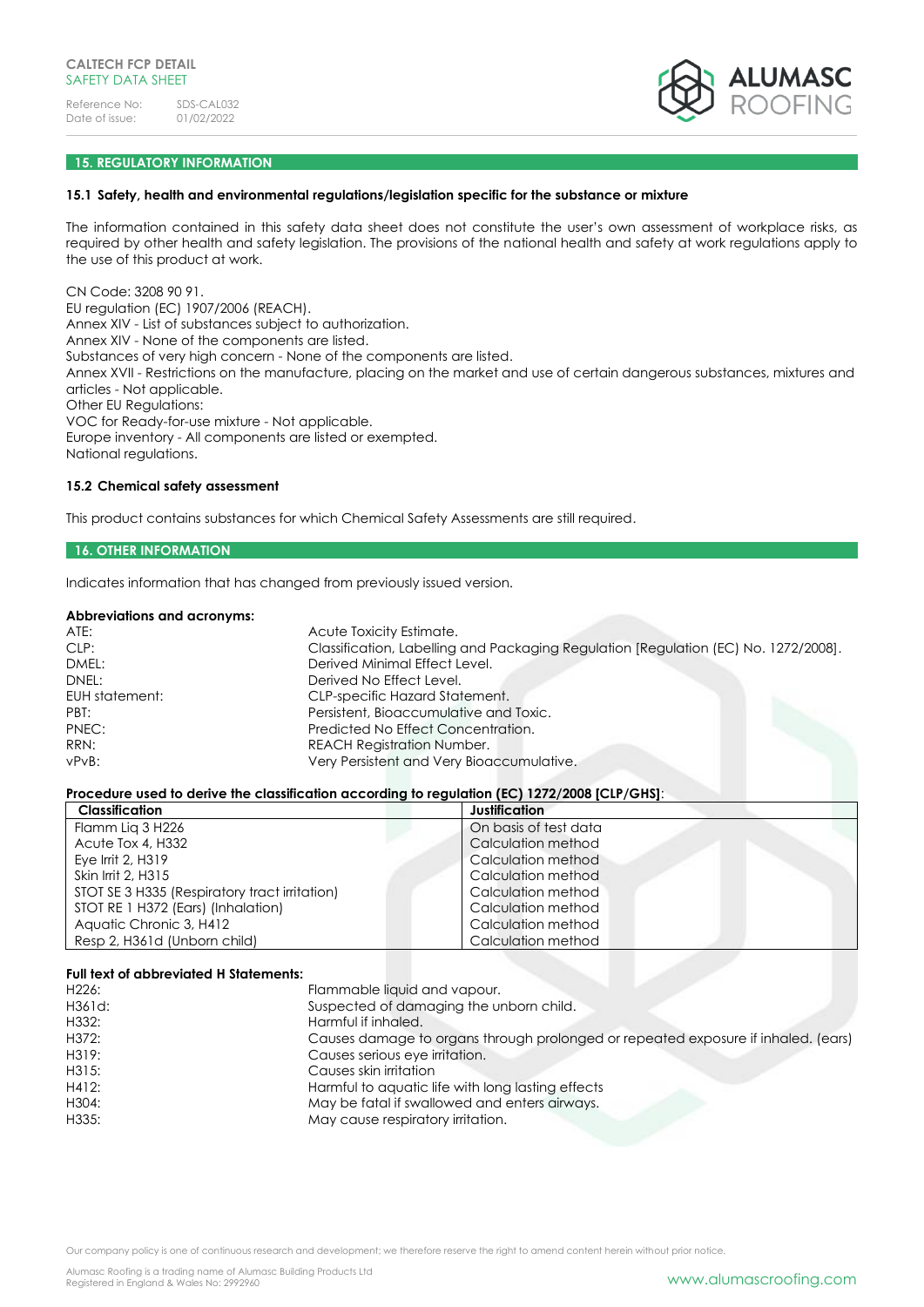## 15. REGULATORY INFORMATION

### 15.1 Safety, health and environmental regulations/legislation specific for the substance or mixture

The information contained in this safety data sheet does not constitute the user's own assessment of workplace risks, as required by other health and safety legislation. The provisions of the national health and safety at work regulations apply to the use of this product at work.

CN Code: 3208 90 91.
EU regulation (EC) 1907/2006 (REACH).
Annex XIV - List of substances subject to authorization.
Annex XIV - None of the components are listed.
Substances of very high concern - None of the components are listed.
Annex XVII - Restrictions on the manufacture, placing on the market and use of certain dangerous substances, mixtures and articles - Not applicable.
Other EU Regulations:
VOC for Ready-for-use mixture - Not applicable.
Europe inventory - All components are listed or exempted.
National regulations.

### 15.2 Chemical safety assessment

This product contains substances for which Chemical Safety Assessments are still required.

## 16. OTHER INFORMATION

Indicates information that has changed from previously issued version.

**Abbreviations and acronyms:**

| | |
|---|---|
| ATE: | Acute Toxicity Estimate. |
| CLP: | Classification, Labelling and Packaging Regulation [Regulation (EC) No. 1272/2008]. |
| DMEL: | Derived Minimal Effect Level. |
| DNEL: | Derived No Effect Level. |
| EUH statement: | CLP-specific Hazard Statement. |
| PBT: | Persistent, Bioaccumulative and Toxic. |
| PNEC: | Predicted No Effect Concentration. |
| RRN: | REACH Registration Number. |
| vPvB: | Very Persistent and Very Bioaccumulative. |

**Procedure used to derive the classification according to regulation (EC) 1272/2008 [CLP/GHS]**:

| Classification | Justification |
|---|---|
| Flamm Liq 3 H226 | On basis of test data |
| Acute Tox 4, H332 | Calculation method |
| Eye Irrit 2, H319 | Calculation method |
| Skin Irrit 2, H315 | Calculation method |
| STOT SE 3 H335 (Respiratory tract irritation) | Calculation method |
| STOT RE 1 H372 (Ears) (Inhalation) | Calculation method |
| Aquatic Chronic 3, H412 | Calculation method |
| Resp 2, H361d (Unborn child) | Calculation method |

**Full text of abbreviated H Statements:**

| | |
|---|---|
| H226: | Flammable liquid and vapour. |
| H361d: | Suspected of damaging the unborn child. |
| H332: | Harmful if inhaled. |
| H372: | Causes damage to organs through prolonged or repeated exposure if inhaled. (ears) |
| H319: | Causes serious eye irritation. |
| H315: | Causes skin irritation |
| H412: | Harmful to aquatic life with long lasting effects |
| H304: | May be fatal if swallowed and enters airways. |
| H335: | May cause respiratory irritation. |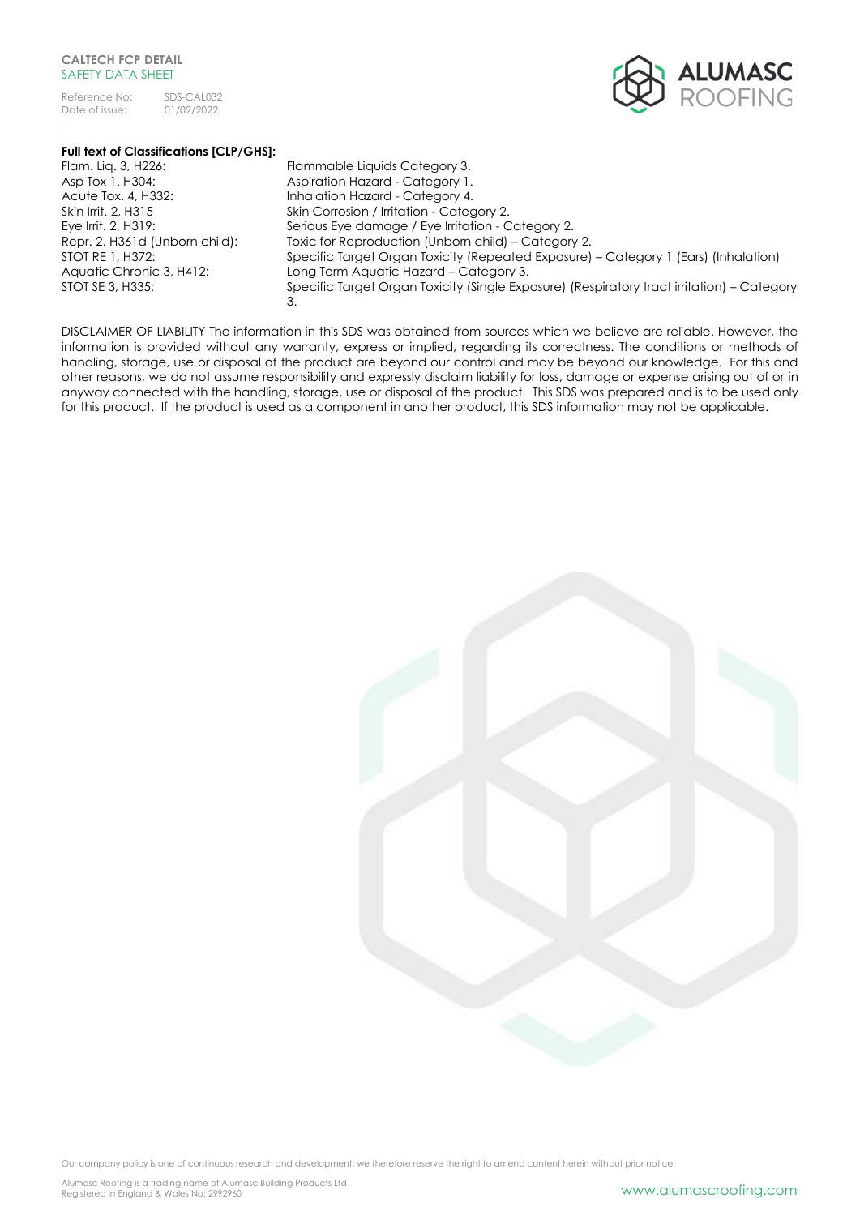**Full text of Classifications [CLP/GHS]:**

| | |
|---|---|
| Flam. Liq. 3, H226: | Flammable Liquids Category 3. |
| Asp Tox 1. H304: | Aspiration Hazard - Category 1. |
| Acute Tox. 4, H332: | Inhalation Hazard - Category 4. |
| Skin Irrit. 2, H315 | Skin Corrosion / Irritation - Category 2. |
| Eye Irrit. 2, H319: | Serious Eye damage / Eye Irritation - Category 2. |
| Repr. 2, H361d (Unborn child): | Toxic for Reproduction (Unborn child) – Category 2. |
| STOT RE 1, H372: | Specific Target Organ Toxicity (Repeated Exposure) – Category 1 (Ears) (Inhalation) |
| Aquatic Chronic 3, H412: | Long Term Aquatic Hazard – Category 3. |
| STOT SE 3, H335: | Specific Target Organ Toxicity (Single Exposure) (Respiratory tract irritation) – Category 3. |

DISCLAIMER OF LIABILITY The information in this SDS was obtained from sources which we believe are reliable. However, the information is provided without any warranty, express or implied, regarding its correctness. The conditions or methods of handling, storage, use or disposal of the product are beyond our control and may be beyond our knowledge. For this and other reasons, we do not assume responsibility and expressly disclaim liability for loss, damage or expense arising out of or in anyway connected with the handling, storage, use or disposal of the product. This SDS was prepared and is to be used only for this product. If the product is used as a component in another product, this SDS information may not be applicable.